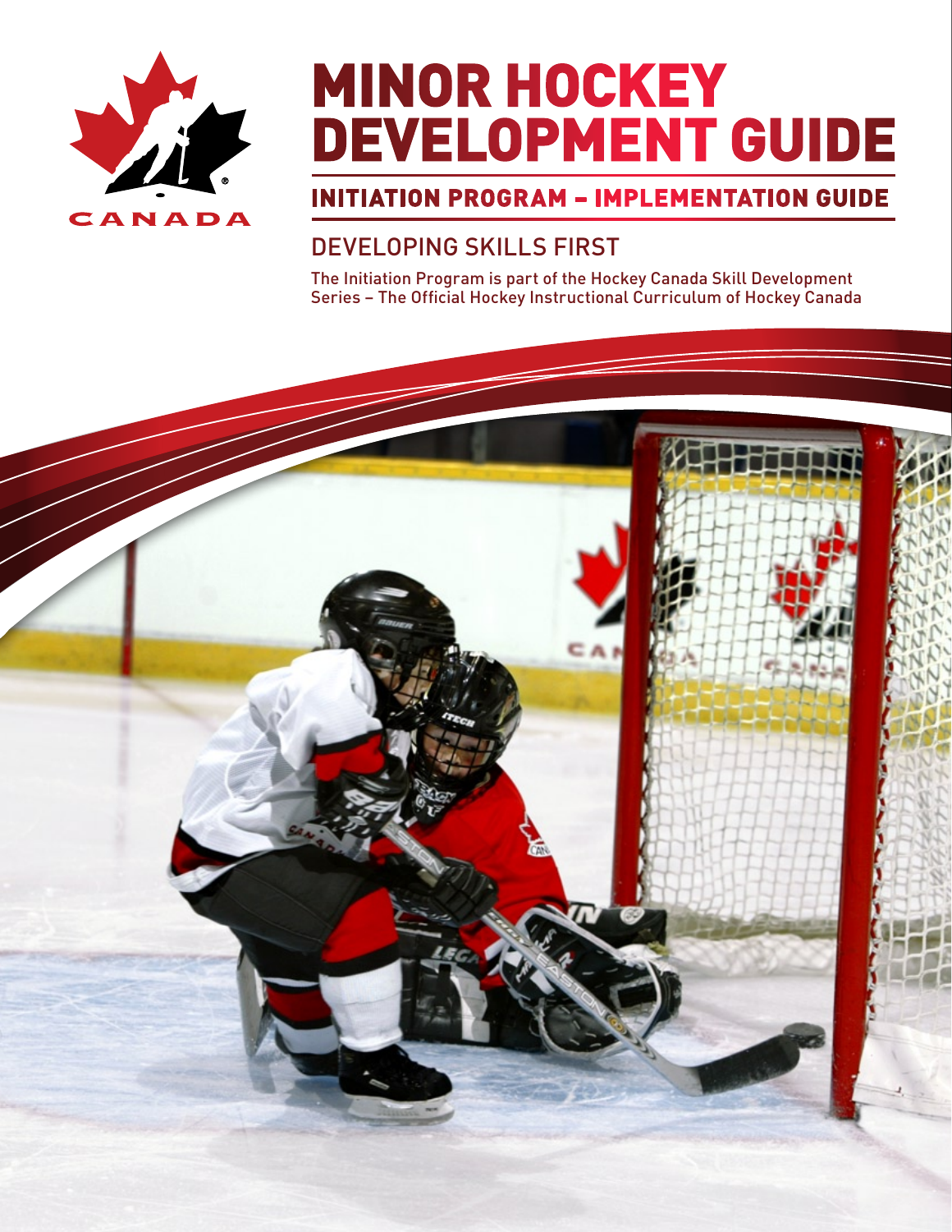# MINOR HOCKEY DEVELOPMENT GUIDE

## INITIATION PROGRAM – IMPLEMENTATION GUIDE

### DEVELOPING SKILLS FIRST

The Initiation Program is part of the Hockey Canada Skill Development Series – The Official Hockey Instructional Curriculum of Hockey Canada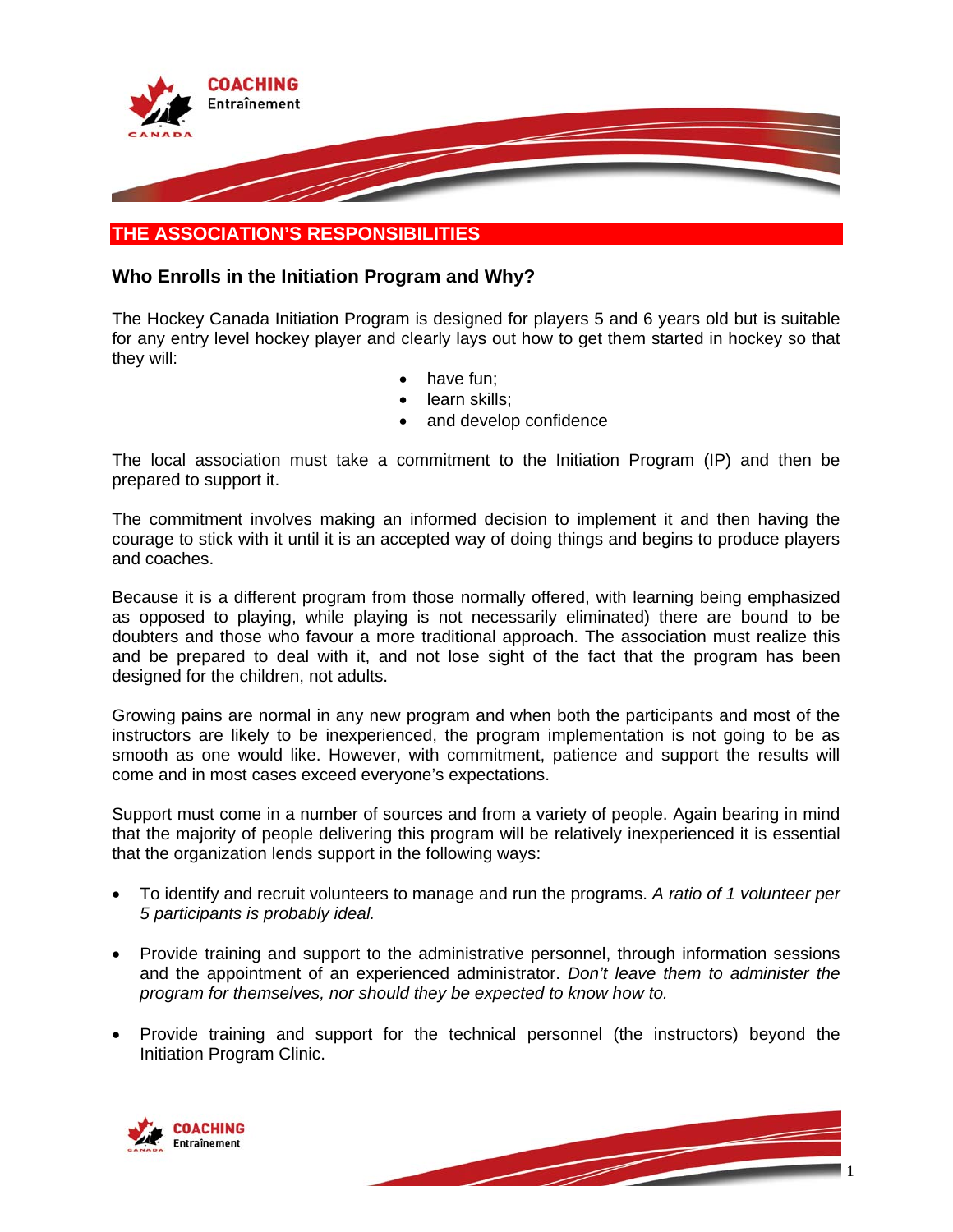## THE ASSOCIATION'S RESPONSIBILITIES

### Who Enrolls in the Initiation Program and Why?

The Hockey Canada Initiation Program is designed for players 5 and 6 years old but is suitable for any entry level hockey player and clearly lays out how to get them started in hockey so that they will:

- have fun;
- learn skills;
- and develop confidence

The local association must take a commitment to the Initiation Program (IP) and then be prepared to support it.

The commitment involves making an informed decision to implement it and then having the courage to stick with it until it is an accepted way of doing things and begins to produce players and coaches.

Because it is a different program from those normally offered, with learning being emphasized as opposed to playing, while playing is not necessarily eliminated) there are bound to be doubters and those who favour a more traditional approach. The association must realize this and be prepared to deal with it, and not lose sight of the fact that the program has been designed for the children, not adults.

Growing pains are normal in any new program and when both the participants and most of the instructors are likely to be inexperienced, the program implementation is not going to be as smooth as one would like. However, with commitment, patience and support the results will come and in most cases exceed everyone's expectations.

Support must come in a number of sources and from a variety of people. Again bearing in mind that the majority of people delivering this program will be relatively inexperienced it is essential that the organization lends support in the following ways:

- To identify and recruit volunteers to manage and run the programs. *A ratio of 1 volunteer per 5 participants is probably ideal.*
- Provide training and support to the administrative personnel, through information sessions and the appointment of an experienced administrator. *Don't leave them to administer the program for themselves, nor should they be expected to know how to.*
- Provide training and support for the technical personnel (the instructors) beyond the Initiation Program Clinic.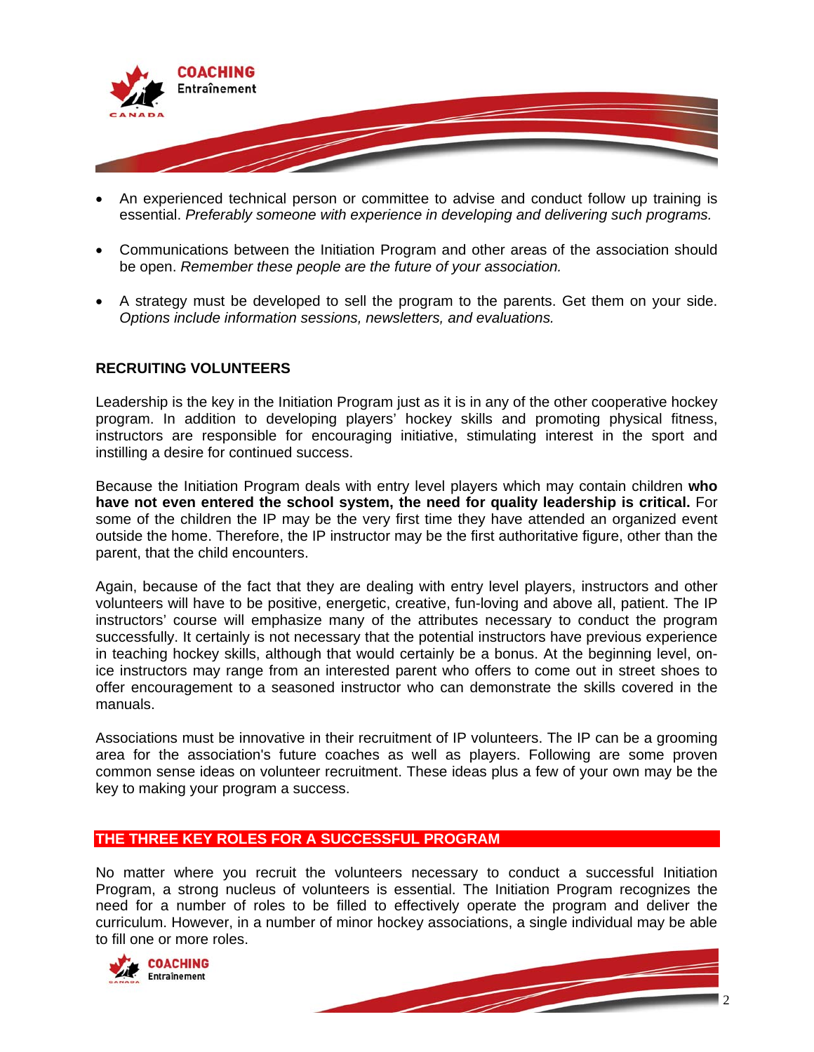- An experienced technical person or committee to advise and conduct follow up training is essential. *Preferably someone with experience in developing and delivering such programs.*

- Communications between the Initiation Program and other areas of the association should be open. *Remember these people are the future of your association.*

- A strategy must be developed to sell the program to the parents. Get them on your side. *Options include information sessions, newsletters, and evaluations.*

## RECRUITING VOLUNTEERS

Leadership is the key in the Initiation Program just as it is in any of the other cooperative hockey program. In addition to developing players' hockey skills and promoting physical fitness, instructors are responsible for encouraging initiative, stimulating interest in the sport and instilling a desire for continued success.

Because the Initiation Program deals with entry level players which may contain children **who have not even entered the school system, the need for quality leadership is critical.** For some of the children the IP may be the very first time they have attended an organized event outside the home. Therefore, the IP instructor may be the first authoritative figure, other than the parent, that the child encounters.

Again, because of the fact that they are dealing with entry level players, instructors and other volunteers will have to be positive, energetic, creative, fun-loving and above all, patient. The IP instructors' course will emphasize many of the attributes necessary to conduct the program successfully. It certainly is not necessary that the potential instructors have previous experience in teaching hockey skills, although that would certainly be a bonus. At the beginning level, on-ice instructors may range from an interested parent who offers to come out in street shoes to offer encouragement to a seasoned instructor who can demonstrate the skills covered in the manuals.

Associations must be innovative in their recruitment of IP volunteers. The IP can be a grooming area for the association's future coaches as well as players. Following are some proven common sense ideas on volunteer recruitment. These ideas plus a few of your own may be the key to making your program a success.

## THE THREE KEY ROLES FOR A SUCCESSFUL PROGRAM

No matter where you recruit the volunteers necessary to conduct a successful Initiation Program, a strong nucleus of volunteers is essential. The Initiation Program recognizes the need for a number of roles to be filled to effectively operate the program and deliver the curriculum. However, in a number of minor hockey associations, a single individual may be able to fill one or more roles.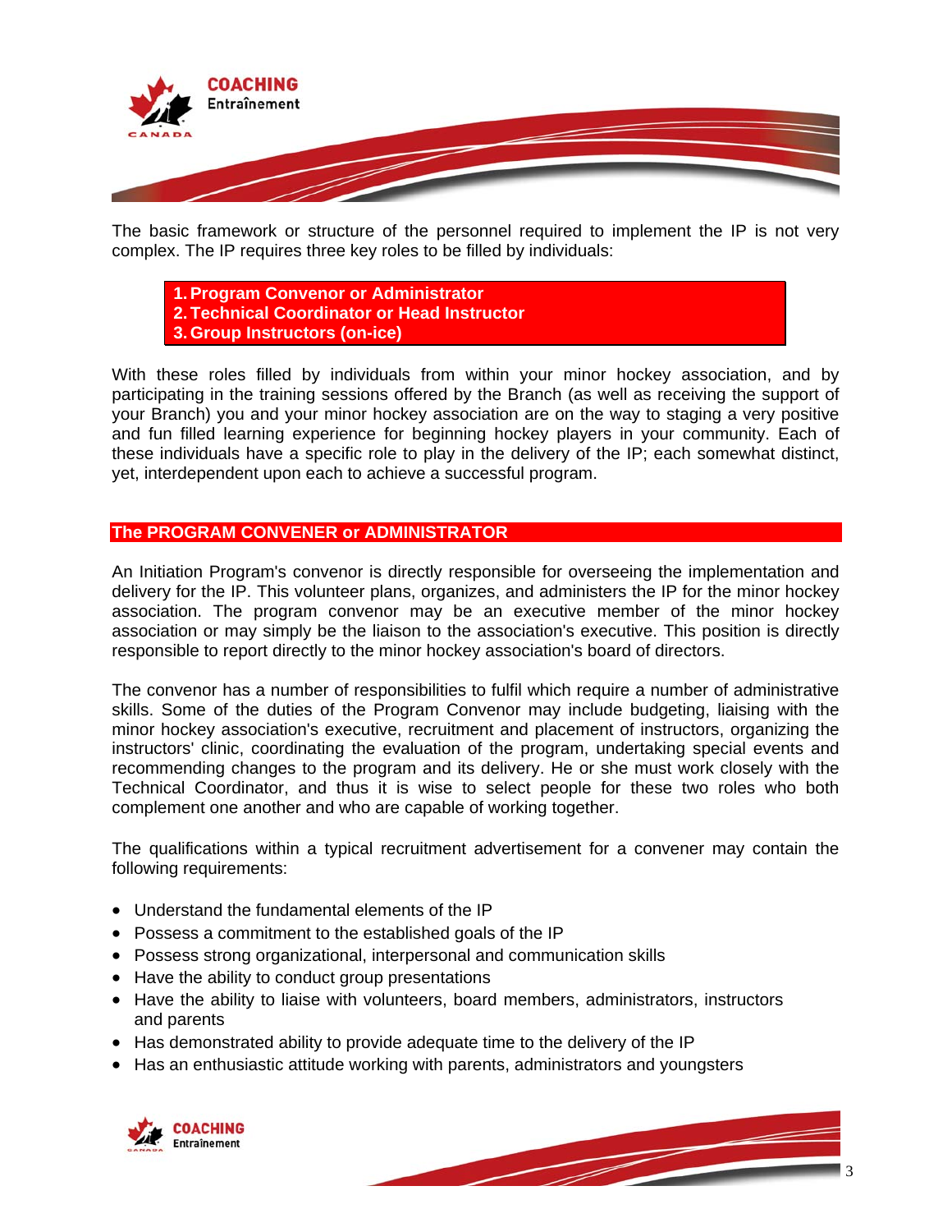The basic framework or structure of the personnel required to implement the IP is not very complex. The IP requires three key roles to be filled by individuals:

1. **Program Convenor or Administrator**
2. **Technical Coordinator or Head Instructor**
3. **Group Instructors (on-ice)**

With these roles filled by individuals from within your minor hockey association, and by participating in the training sessions offered by the Branch (as well as receiving the support of your Branch) you and your minor hockey association are on the way to staging a very positive and fun filled learning experience for beginning hockey players in your community. Each of these individuals have a specific role to play in the delivery of the IP; each somewhat distinct, yet, interdependent upon each to achieve a successful program.

## The PROGRAM CONVENER or ADMINISTRATOR

An Initiation Program's convenor is directly responsible for overseeing the implementation and delivery for the IP. This volunteer plans, organizes, and administers the IP for the minor hockey association. The program convenor may be an executive member of the minor hockey association or may simply be the liaison to the association's executive. This position is directly responsible to report directly to the minor hockey association's board of directors.

The convenor has a number of responsibilities to fulfil which require a number of administrative skills. Some of the duties of the Program Convenor may include budgeting, liaising with the minor hockey association's executive, recruitment and placement of instructors, organizing the instructors' clinic, coordinating the evaluation of the program, undertaking special events and recommending changes to the program and its delivery. He or she must work closely with the Technical Coordinator, and thus it is wise to select people for these two roles who both complement one another and who are capable of working together.

The qualifications within a typical recruitment advertisement for a convener may contain the following requirements:

- Understand the fundamental elements of the IP
- Possess a commitment to the established goals of the IP
- Possess strong organizational, interpersonal and communication skills
- Have the ability to conduct group presentations
- Have the ability to liaise with volunteers, board members, administrators, instructors and parents
- Has demonstrated ability to provide adequate time to the delivery of the IP
- Has an enthusiastic attitude working with parents, administrators and youngsters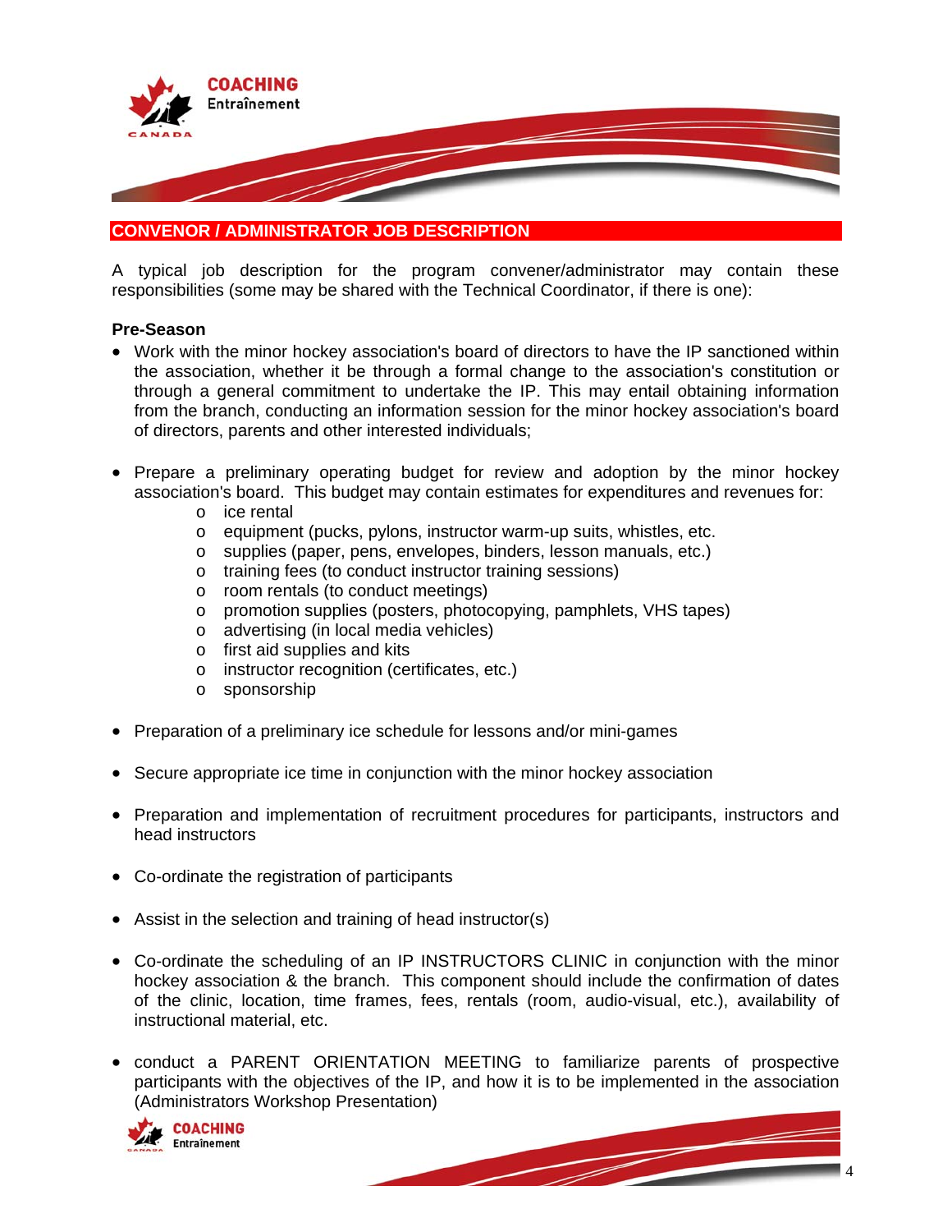## CONVENOR / ADMINISTRATOR JOB DESCRIPTION

A typical job description for the program convener/administrator may contain these responsibilities (some may be shared with the Technical Coordinator, if there is one):

**Pre-Season**

- Work with the minor hockey association's board of directors to have the IP sanctioned within the association, whether it be through a formal change to the association's constitution or through a general commitment to undertake the IP. This may entail obtaining information from the branch, conducting an information session for the minor hockey association's board of directors, parents and other interested individuals;

- Prepare a preliminary operating budget for review and adoption by the minor hockey association's board. This budget may contain estimates for expenditures and revenues for:
  - ice rental
  - equipment (pucks, pylons, instructor warm-up suits, whistles, etc.
  - supplies (paper, pens, envelopes, binders, lesson manuals, etc.)
  - training fees (to conduct instructor training sessions)
  - room rentals (to conduct meetings)
  - promotion supplies (posters, photocopying, pamphlets, VHS tapes)
  - advertising (in local media vehicles)
  - first aid supplies and kits
  - instructor recognition (certificates, etc.)
  - sponsorship

- Preparation of a preliminary ice schedule for lessons and/or mini-games

- Secure appropriate ice time in conjunction with the minor hockey association

- Preparation and implementation of recruitment procedures for participants, instructors and head instructors

- Co-ordinate the registration of participants

- Assist in the selection and training of head instructor(s)

- Co-ordinate the scheduling of an IP INSTRUCTORS CLINIC in conjunction with the minor hockey association & the branch. This component should include the confirmation of dates of the clinic, location, time frames, fees, rentals (room, audio-visual, etc.), availability of instructional material, etc.

- conduct a PARENT ORIENTATION MEETING to familiarize parents of prospective participants with the objectives of the IP, and how it is to be implemented in the association (Administrators Workshop Presentation)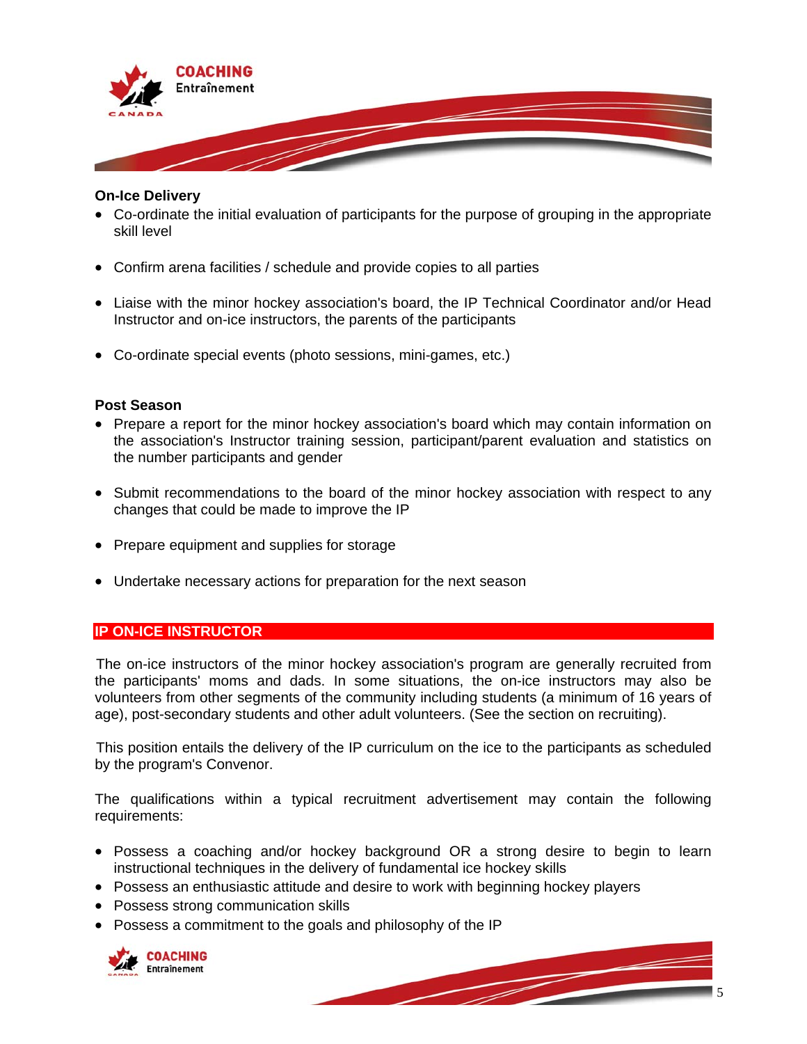**On-Ice Delivery**

- Co-ordinate the initial evaluation of participants for the purpose of grouping in the appropriate skill level
- Confirm arena facilities / schedule and provide copies to all parties
- Liaise with the minor hockey association's board, the IP Technical Coordinator and/or Head Instructor and on-ice instructors, the parents of the participants
- Co-ordinate special events (photo sessions, mini-games, etc.)

**Post Season**

- Prepare a report for the minor hockey association's board which may contain information on the association's Instructor training session, participant/parent evaluation and statistics on the number participants and gender
- Submit recommendations to the board of the minor hockey association with respect to any changes that could be made to improve the IP
- Prepare equipment and supplies for storage
- Undertake necessary actions for preparation for the next season

## IP ON-ICE INSTRUCTOR

The on-ice instructors of the minor hockey association's program are generally recruited from the participants' moms and dads. In some situations, the on-ice instructors may also be volunteers from other segments of the community including students (a minimum of 16 years of age), post-secondary students and other adult volunteers. (See the section on recruiting).

This position entails the delivery of the IP curriculum on the ice to the participants as scheduled by the program's Convenor.

The qualifications within a typical recruitment advertisement may contain the following requirements:

- Possess a coaching and/or hockey background OR a strong desire to begin to learn instructional techniques in the delivery of fundamental ice hockey skills
- Possess an enthusiastic attitude and desire to work with beginning hockey players
- Possess strong communication skills
- Possess a commitment to the goals and philosophy of the IP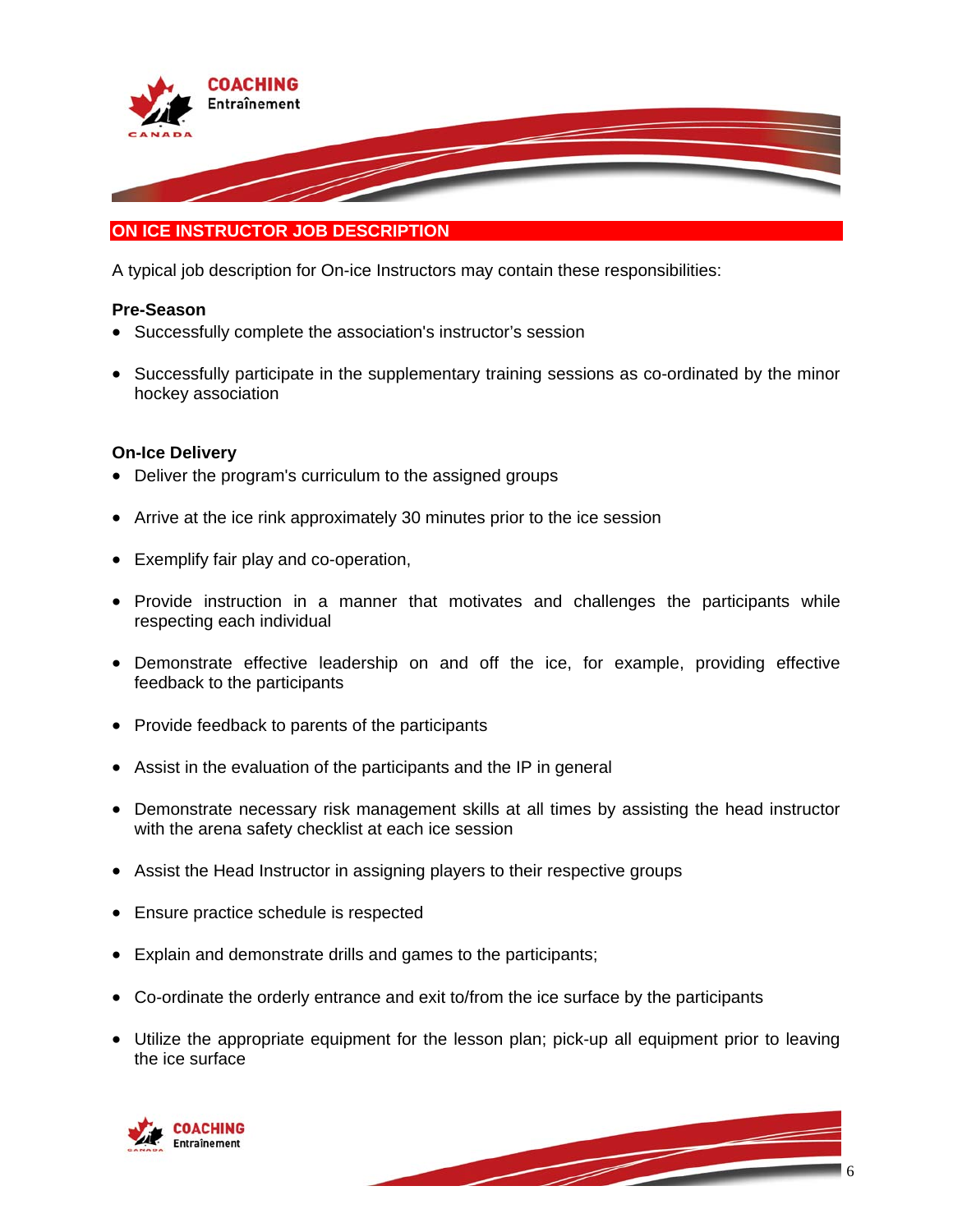## ON ICE INSTRUCTOR JOB DESCRIPTION

A typical job description for On-ice Instructors may contain these responsibilities:

**Pre-Season**

- Successfully complete the association's instructor's session
- Successfully participate in the supplementary training sessions as co-ordinated by the minor hockey association

**On-Ice Delivery**

- Deliver the program's curriculum to the assigned groups
- Arrive at the ice rink approximately 30 minutes prior to the ice session
- Exemplify fair play and co-operation,
- Provide instruction in a manner that motivates and challenges the participants while respecting each individual
- Demonstrate effective leadership on and off the ice, for example, providing effective feedback to the participants
- Provide feedback to parents of the participants
- Assist in the evaluation of the participants and the IP in general
- Demonstrate necessary risk management skills at all times by assisting the head instructor with the arena safety checklist at each ice session
- Assist the Head Instructor in assigning players to their respective groups
- Ensure practice schedule is respected
- Explain and demonstrate drills and games to the participants;
- Co-ordinate the orderly entrance and exit to/from the ice surface by the participants
- Utilize the appropriate equipment for the lesson plan; pick-up all equipment prior to leaving the ice surface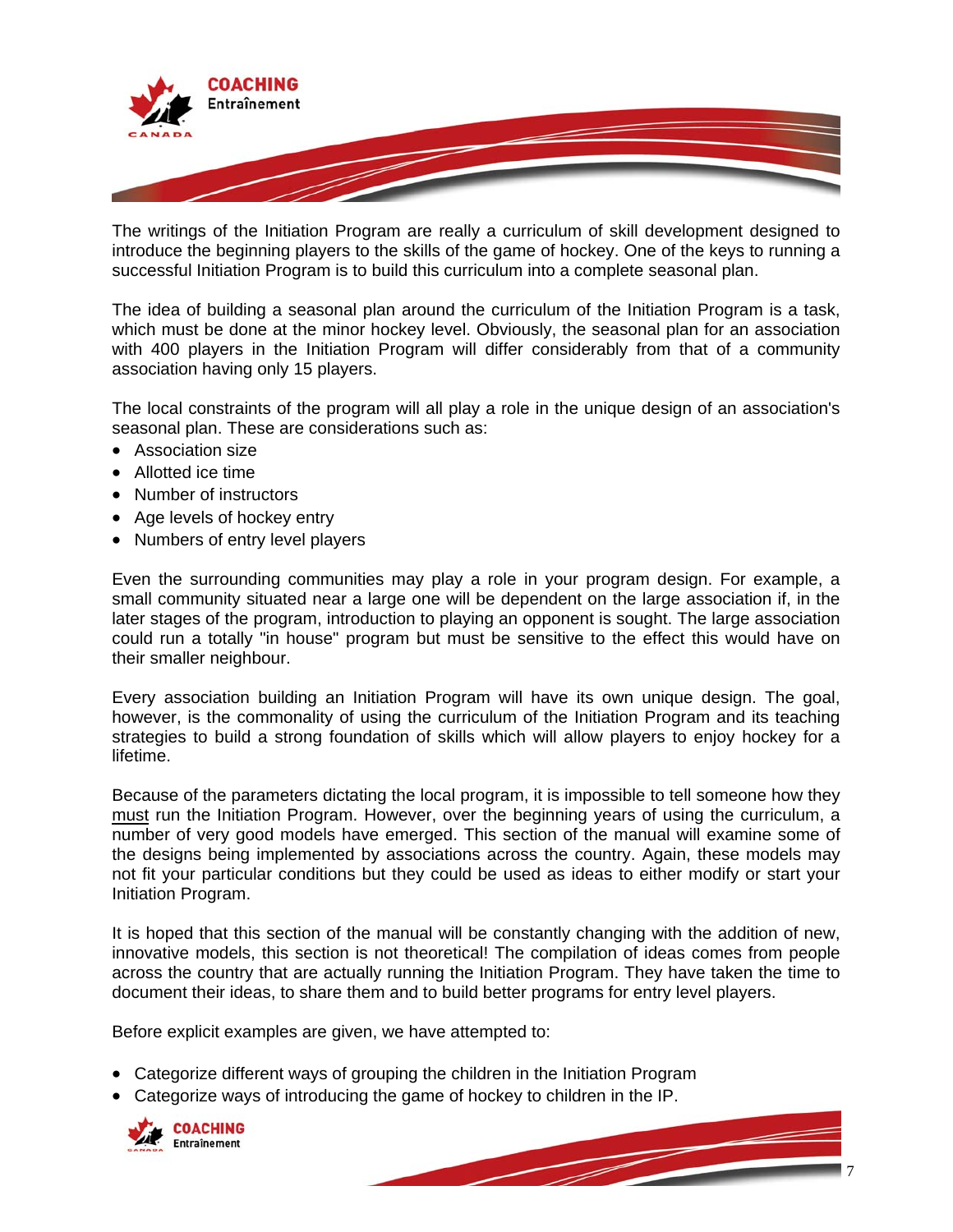The writings of the Initiation Program are really a curriculum of skill development designed to introduce the beginning players to the skills of the game of hockey. One of the keys to running a successful Initiation Program is to build this curriculum into a complete seasonal plan.

The idea of building a seasonal plan around the curriculum of the Initiation Program is a task, which must be done at the minor hockey level. Obviously, the seasonal plan for an association with 400 players in the Initiation Program will differ considerably from that of a community association having only 15 players.

The local constraints of the program will all play a role in the unique design of an association's seasonal plan. These are considerations such as:

- Association size
- Allotted ice time
- Number of instructors
- Age levels of hockey entry
- Numbers of entry level players

Even the surrounding communities may play a role in your program design. For example, a small community situated near a large one will be dependent on the large association if, in the later stages of the program, introduction to playing an opponent is sought. The large association could run a totally "in house" program but must be sensitive to the effect this would have on their smaller neighbour.

Every association building an Initiation Program will have its own unique design. The goal, however, is the commonality of using the curriculum of the Initiation Program and its teaching strategies to build a strong foundation of skills which will allow players to enjoy hockey for a lifetime.

Because of the parameters dictating the local program, it is impossible to tell someone how they must run the Initiation Program. However, over the beginning years of using the curriculum, a number of very good models have emerged. This section of the manual will examine some of the designs being implemented by associations across the country. Again, these models may not fit your particular conditions but they could be used as ideas to either modify or start your Initiation Program.

It is hoped that this section of the manual will be constantly changing with the addition of new, innovative models, this section is not theoretical! The compilation of ideas comes from people across the country that are actually running the Initiation Program. They have taken the time to document their ideas, to share them and to build better programs for entry level players.

Before explicit examples are given, we have attempted to:

- Categorize different ways of grouping the children in the Initiation Program
- Categorize ways of introducing the game of hockey to children in the IP.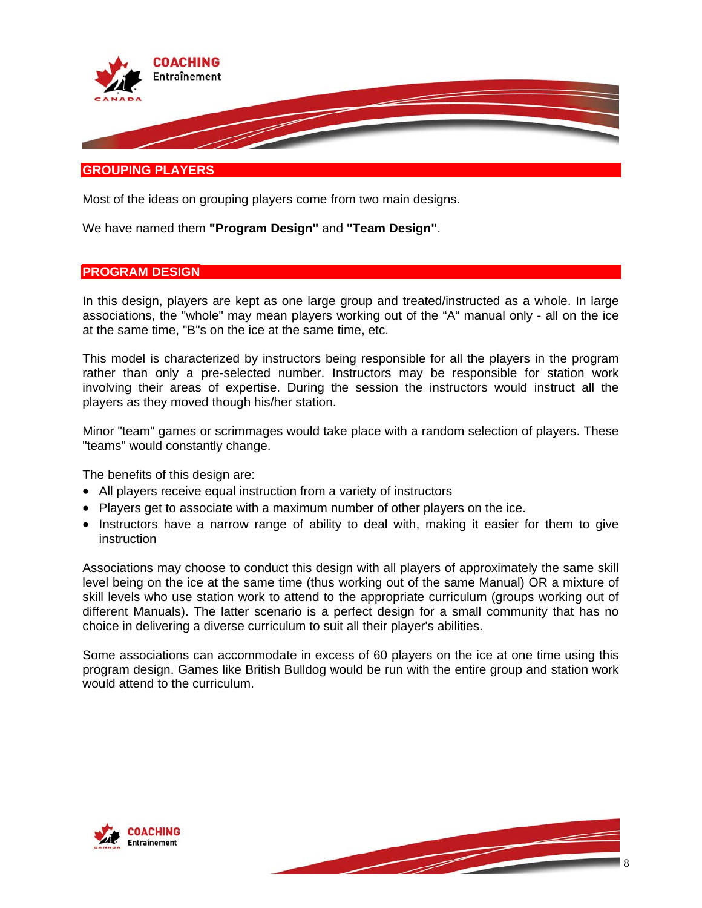## GROUPING PLAYERS

Most of the ideas on grouping players come from two main designs.

We have named them **"Program Design"** and **"Team Design"**.

## PROGRAM DESIGN

In this design, players are kept as one large group and treated/instructed as a whole. In large associations, the "whole" may mean players working out of the "A" manual only - all on the ice at the same time, "B"s on the ice at the same time, etc.

This model is characterized by instructors being responsible for all the players in the program rather than only a pre-selected number. Instructors may be responsible for station work involving their areas of expertise. During the session the instructors would instruct all the players as they moved though his/her station.

Minor "team" games or scrimmages would take place with a random selection of players. These "teams" would constantly change.

The benefits of this design are:

- All players receive equal instruction from a variety of instructors
- Players get to associate with a maximum number of other players on the ice.
- Instructors have a narrow range of ability to deal with, making it easier for them to give instruction

Associations may choose to conduct this design with all players of approximately the same skill level being on the ice at the same time (thus working out of the same Manual) OR a mixture of skill levels who use station work to attend to the appropriate curriculum (groups working out of different Manuals). The latter scenario is a perfect design for a small community that has no choice in delivering a diverse curriculum to suit all their player's abilities.

Some associations can accommodate in excess of 60 players on the ice at one time using this program design. Games like British Bulldog would be run with the entire group and station work would attend to the curriculum.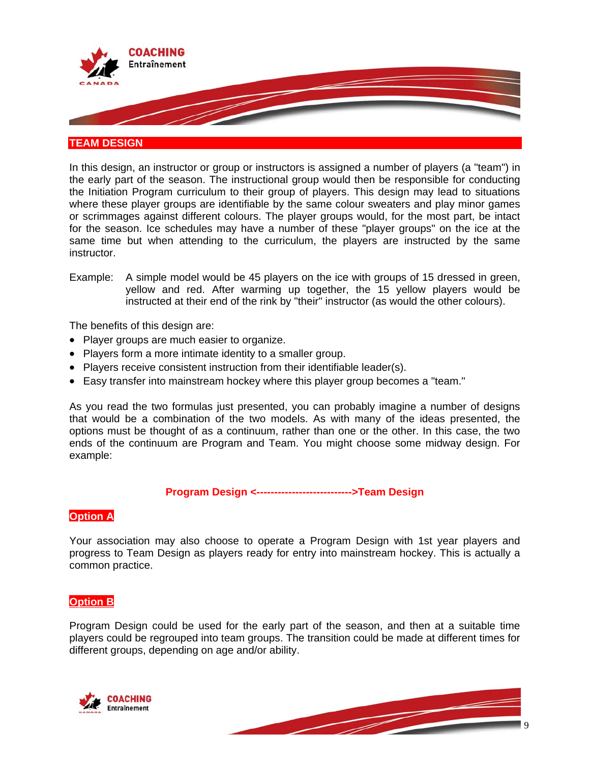## TEAM DESIGN

In this design, an instructor or group or instructors is assigned a number of players (a "team") in the early part of the season. The instructional group would then be responsible for conducting the Initiation Program curriculum to their group of players. This design may lead to situations where these player groups are identifiable by the same colour sweaters and play minor games or scrimmages against different colours. The player groups would, for the most part, be intact for the season. Ice schedules may have a number of these "player groups" on the ice at the same time but when attending to the curriculum, the players are instructed by the same instructor.

Example: A simple model would be 45 players on the ice with groups of 15 dressed in green, yellow and red. After warming up together, the 15 yellow players would be instructed at their end of the rink by "their" instructor (as would the other colours).

The benefits of this design are:

- Player groups are much easier to organize.
- Players form a more intimate identity to a smaller group.
- Players receive consistent instruction from their identifiable leader(s).
- Easy transfer into mainstream hockey where this player group becomes a "team."

As you read the two formulas just presented, you can probably imagine a number of designs that would be a combination of the two models. As with many of the ideas presented, the options must be thought of as a continuum, rather than one or the other. In this case, the two ends of the continuum are Program and Team. You might choose some midway design. For example:

**Program Design <-------------------------->Team Design**

### Option A

Your association may also choose to operate a Program Design with 1st year players and progress to Team Design as players ready for entry into mainstream hockey. This is actually a common practice.

### Option B

Program Design could be used for the early part of the season, and then at a suitable time players could be regrouped into team groups. The transition could be made at different times for different groups, depending on age and/or ability.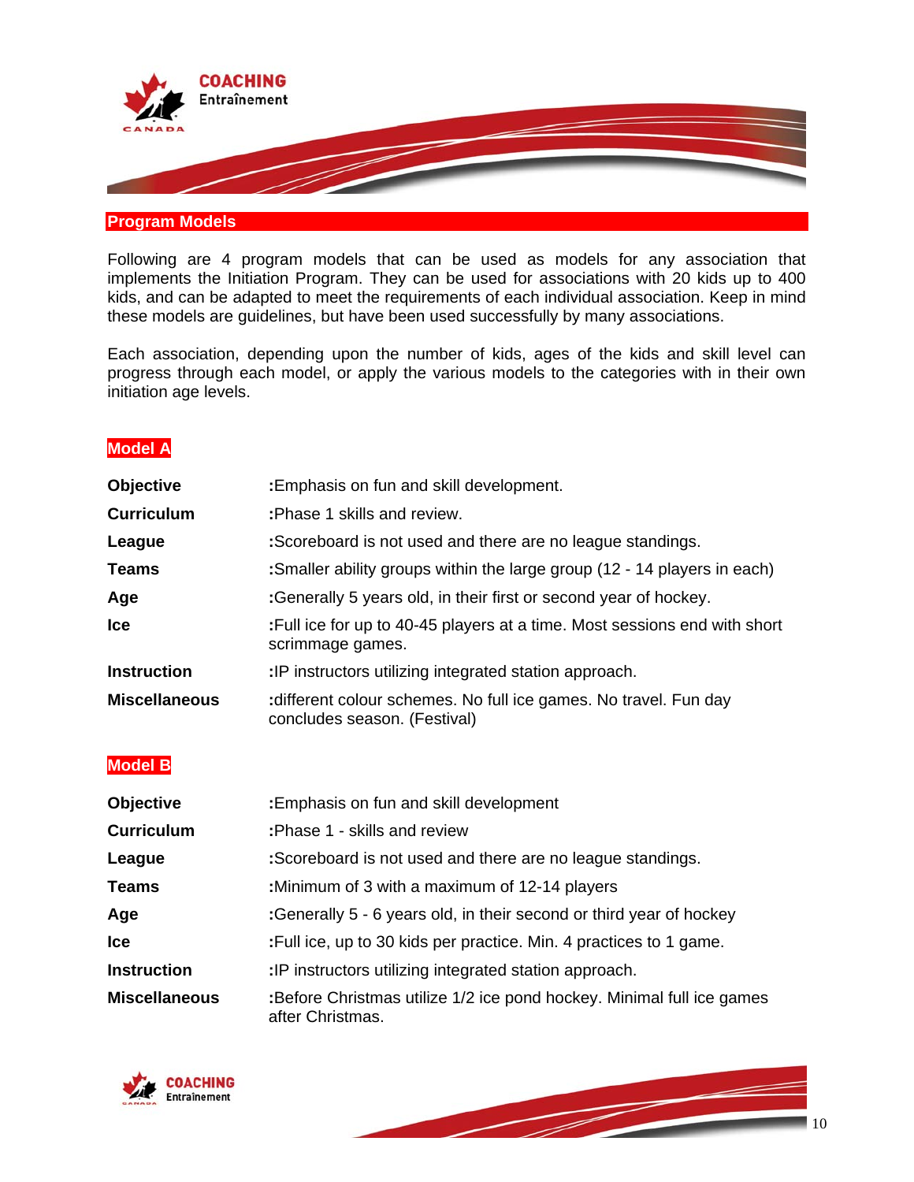## Program Models

Following are 4 program models that can be used as models for any association that implements the Initiation Program. They can be used for associations with 20 kids up to 400 kids, and can be adapted to meet the requirements of each individual association. Keep in mind these models are guidelines, but have been used successfully by many associations.

Each association, depending upon the number of kids, ages of the kids and skill level can progress through each model, or apply the various models to the categories with in their own initiation age levels.

### Model A

| | |
|---|---|
| **Objective** | :Emphasis on fun and skill development. |
| **Curriculum** | :Phase 1 skills and review. |
| **League** | :Scoreboard is not used and there are no league standings. |
| **Teams** | :Smaller ability groups within the large group (12 - 14 players in each) |
| **Age** | :Generally 5 years old, in their first or second year of hockey. |
| **Ice** | :Full ice for up to 40-45 players at a time. Most sessions end with short scrimmage games. |
| **Instruction** | :IP instructors utilizing integrated station approach. |
| **Miscellaneous** | :different colour schemes. No full ice games. No travel. Fun day concludes season. (Festival) |

### Model B

| | |
|---|---|
| **Objective** | :Emphasis on fun and skill development |
| **Curriculum** | :Phase 1 - skills and review |
| **League** | :Scoreboard is not used and there are no league standings. |
| **Teams** | :Minimum of 3 with a maximum of 12-14 players |
| **Age** | :Generally 5 - 6 years old, in their second or third year of hockey |
| **Ice** | :Full ice, up to 30 kids per practice. Min. 4 practices to 1 game. |
| **Instruction** | :IP instructors utilizing integrated station approach. |
| **Miscellaneous** | :Before Christmas utilize 1/2 ice pond hockey. Minimal full ice games after Christmas. |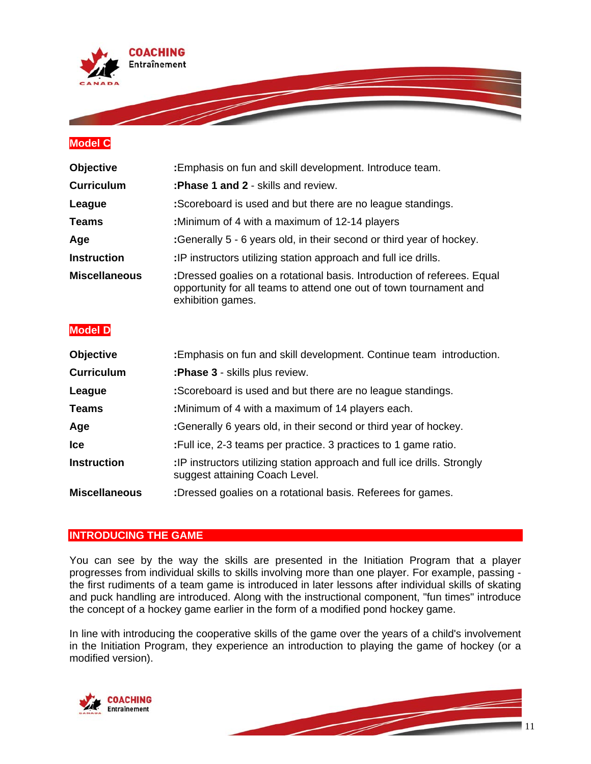## Model C

| | |
|---|---|
| **Objective** | :Emphasis on fun and skill development. Introduce team. |
| **Curriculum** | :**Phase 1 and 2** - skills and review. |
| **League** | :Scoreboard is used and but there are no league standings. |
| **Teams** | :Minimum of 4 with a maximum of 12-14 players |
| **Age** | :Generally 5 - 6 years old, in their second or third year of hockey. |
| **Instruction** | :IP instructors utilizing station approach and full ice drills. |
| **Miscellaneous** | :Dressed goalies on a rotational basis. Introduction of referees. Equal opportunity for all teams to attend one out of town tournament and exhibition games. |

## Model D

| | |
|---|---|
| **Objective** | :Emphasis on fun and skill development. Continue team introduction. |
| **Curriculum** | :**Phase 3** - skills plus review. |
| **League** | :Scoreboard is used and but there are no league standings. |
| **Teams** | :Minimum of 4 with a maximum of 14 players each. |
| **Age** | :Generally 6 years old, in their second or third year of hockey. |
| **Ice** | :Full ice, 2-3 teams per practice. 3 practices to 1 game ratio. |
| **Instruction** | :IP instructors utilizing station approach and full ice drills. Strongly suggest attaining Coach Level. |
| **Miscellaneous** | :Dressed goalies on a rotational basis. Referees for games. |

## INTRODUCING THE GAME

You can see by the way the skills are presented in the Initiation Program that a player progresses from individual skills to skills involving more than one player. For example, passing - the first rudiments of a team game is introduced in later lessons after individual skills of skating and puck handling are introduced. Along with the instructional component, "fun times" introduce the concept of a hockey game earlier in the form of a modified pond hockey game.

In line with introducing the cooperative skills of the game over the years of a child's involvement in the Initiation Program, they experience an introduction to playing the game of hockey (or a modified version).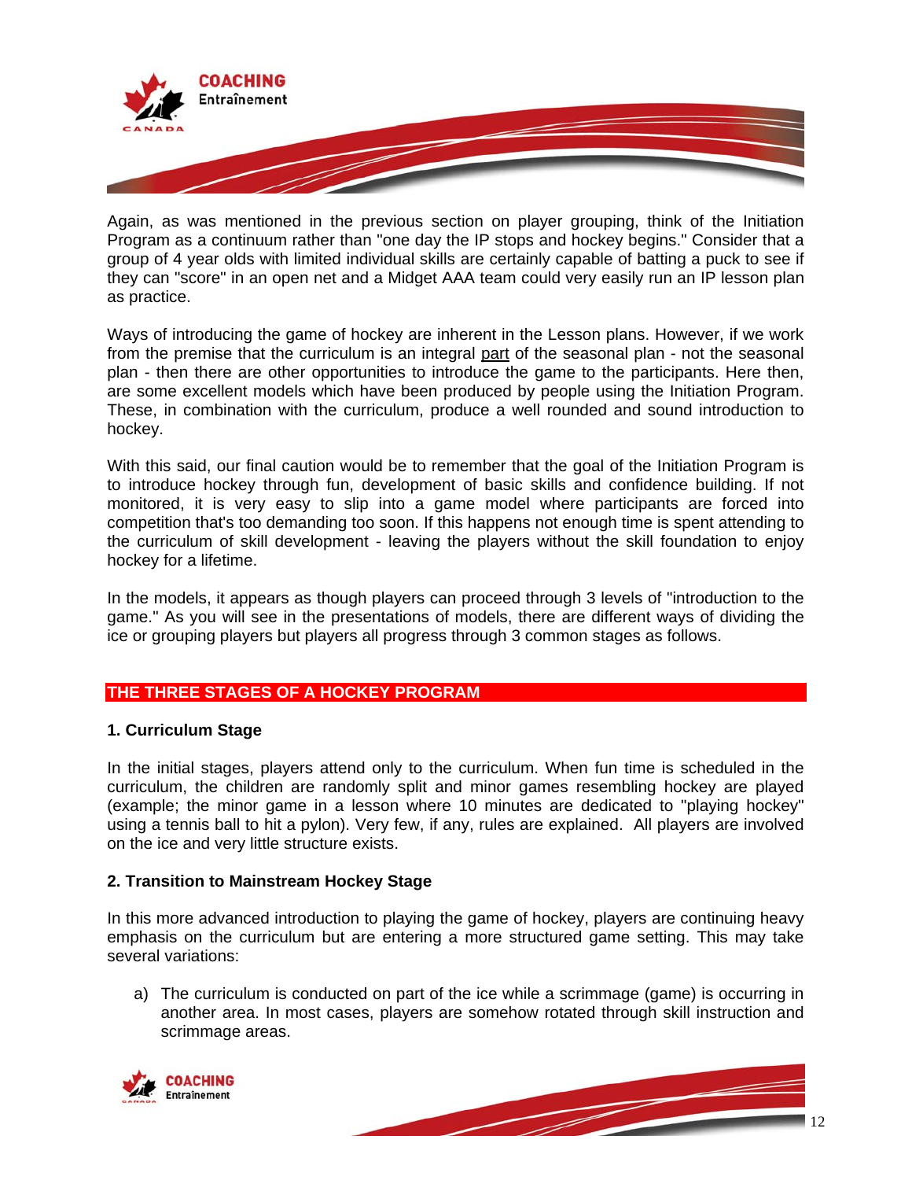Again, as was mentioned in the previous section on player grouping, think of the Initiation Program as a continuum rather than "one day the IP stops and hockey begins." Consider that a group of 4 year olds with limited individual skills are certainly capable of batting a puck to see if they can "score" in an open net and a Midget AAA team could very easily run an IP lesson plan as practice.

Ways of introducing the game of hockey are inherent in the Lesson plans. However, if we work from the premise that the curriculum is an integral part of the seasonal plan - not the seasonal plan - then there are other opportunities to introduce the game to the participants. Here then, are some excellent models which have been produced by people using the Initiation Program. These, in combination with the curriculum, produce a well rounded and sound introduction to hockey.

With this said, our final caution would be to remember that the goal of the Initiation Program is to introduce hockey through fun, development of basic skills and confidence building. If not monitored, it is very easy to slip into a game model where participants are forced into competition that's too demanding too soon. If this happens not enough time is spent attending to the curriculum of skill development - leaving the players without the skill foundation to enjoy hockey for a lifetime.

In the models, it appears as though players can proceed through 3 levels of "introduction to the game." As you will see in the presentations of models, there are different ways of dividing the ice or grouping players but players all progress through 3 common stages as follows.

## THE THREE STAGES OF A HOCKEY PROGRAM

### 1. Curriculum Stage

In the initial stages, players attend only to the curriculum. When fun time is scheduled in the curriculum, the children are randomly split and minor games resembling hockey are played (example; the minor game in a lesson where 10 minutes are dedicated to "playing hockey" using a tennis ball to hit a pylon). Very few, if any, rules are explained. All players are involved on the ice and very little structure exists.

### 2. Transition to Mainstream Hockey Stage

In this more advanced introduction to playing the game of hockey, players are continuing heavy emphasis on the curriculum but are entering a more structured game setting. This may take several variations:

a) The curriculum is conducted on part of the ice while a scrimmage (game) is occurring in another area. In most cases, players are somehow rotated through skill instruction and scrimmage areas.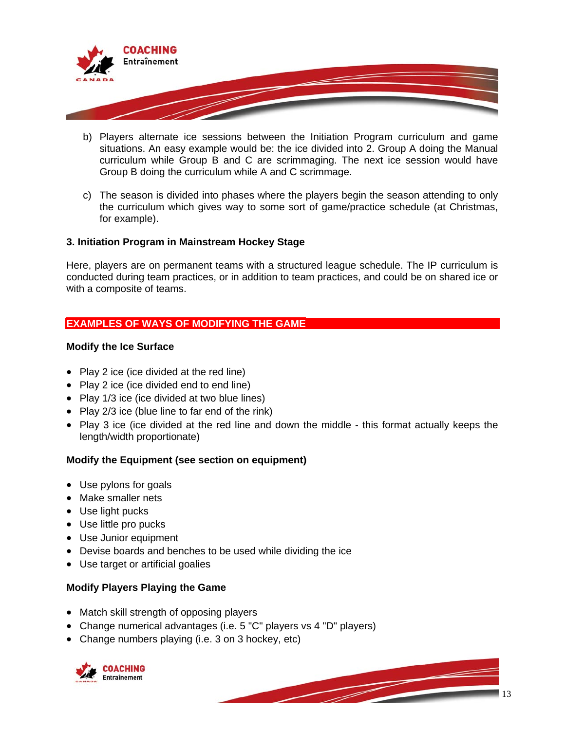b) Players alternate ice sessions between the Initiation Program curriculum and game situations. An easy example would be: the ice divided into 2. Group A doing the Manual curriculum while Group B and C are scrimmaging. The next ice session would have Group B doing the curriculum while A and C scrimmage.

c) The season is divided into phases where the players begin the season attending to only the curriculum which gives way to some sort of game/practice schedule (at Christmas, for example).

### 3. Initiation Program in Mainstream Hockey Stage

Here, players are on permanent teams with a structured league schedule. The IP curriculum is conducted during team practices, or in addition to team practices, and could be on shared ice or with a composite of teams.

## EXAMPLES OF WAYS OF MODIFYING THE GAME

### Modify the Ice Surface

- Play 2 ice (ice divided at the red line)
- Play 2 ice (ice divided end to end line)
- Play 1/3 ice (ice divided at two blue lines)
- Play 2/3 ice (blue line to far end of the rink)
- Play 3 ice (ice divided at the red line and down the middle - this format actually keeps the length/width proportionate)

### Modify the Equipment (see section on equipment)

- Use pylons for goals
- Make smaller nets
- Use light pucks
- Use little pro pucks
- Use Junior equipment
- Devise boards and benches to be used while dividing the ice
- Use target or artificial goalies

### Modify Players Playing the Game

- Match skill strength of opposing players
- Change numerical advantages (i.e. 5 "C" players vs 4 "D" players)
- Change numbers playing (i.e. 3 on 3 hockey, etc)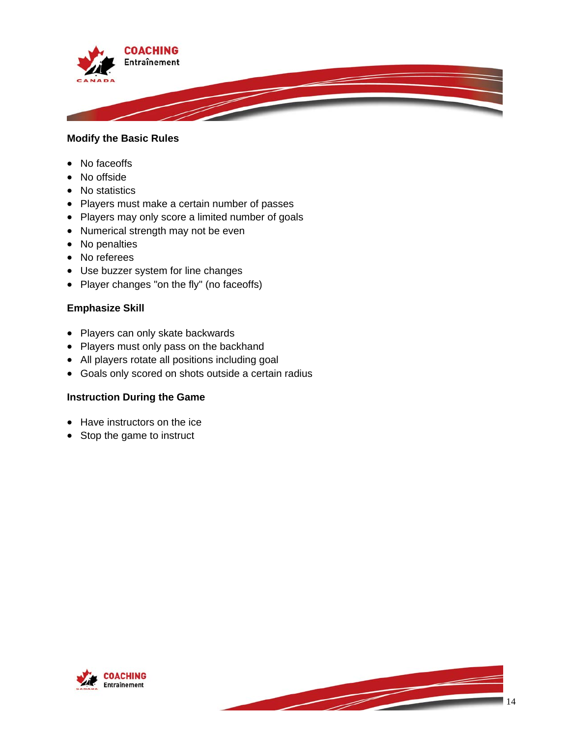### Modify the Basic Rules

- No faceoffs
- No offside
- No statistics
- Players must make a certain number of passes
- Players may only score a limited number of goals
- Numerical strength may not be even
- No penalties
- No referees
- Use buzzer system for line changes
- Player changes "on the fly" (no faceoffs)

### Emphasize Skill

- Players can only skate backwards
- Players must only pass on the backhand
- All players rotate all positions including goal
- Goals only scored on shots outside a certain radius

### Instruction During the Game

- Have instructors on the ice
- Stop the game to instruct